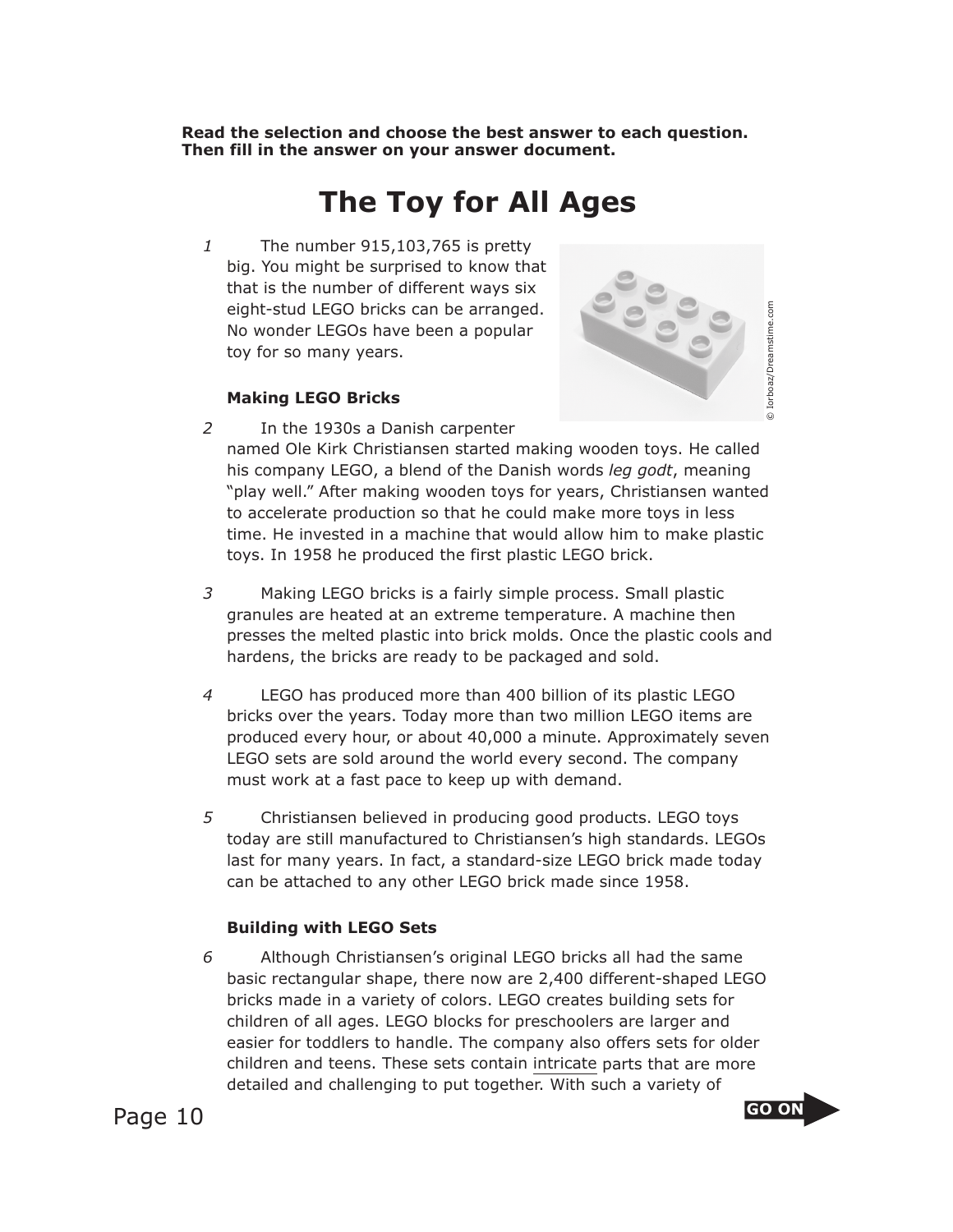**Read the selection and choose the best answer to each question. Then fill in the answer on your answer document.**

# The Toy for All Ages

1 The number 915,103,765 is pretty big. You might be surprised to know that that is the number of different ways six eight-stud LEGO bricks can be arranged. No wonder LEGOs have been a popular toy for so many years.

© Iorboaz/Dreamstime.com

### Making LEGO Bricks

2 In the 1930s a Danish carpenter named Ole Kirk Christiansen started making wooden toys. He called his company LEGO, a blend of the Danish words *leg godt*, meaning "play well." After making wooden toys for years, Christiansen wanted to accelerate production so that he could make more toys in less time. He invested in a machine that would allow him to make plastic toys. In 1958 he produced the first plastic LEGO brick.

3 Making LEGO bricks is a fairly simple process. Small plastic granules are heated at an extreme temperature. A machine then presses the melted plastic into brick molds. Once the plastic cools and hardens, the bricks are ready to be packaged and sold.

4 LEGO has produced more than 400 billion of its plastic LEGO bricks over the years. Today more than two million LEGO items are produced every hour, or about 40,000 a minute. Approximately seven LEGO sets are sold around the world every second. The company must work at a fast pace to keep up with demand.

5 Christiansen believed in producing good products. LEGO toys today are still manufactured to Christiansen's high standards. LEGOs last for many years. In fact, a standard-size LEGO brick made today can be attached to any other LEGO brick made since 1958.

### Building with LEGO Sets

6 Although Christiansen's original LEGO bricks all had the same basic rectangular shape, there now are 2,400 different-shaped LEGO bricks made in a variety of colors. LEGO creates building sets for children of all ages. LEGO blocks for preschoolers are larger and easier for toddlers to handle. The company also offers sets for older children and teens. These sets contain <u>intricate</u> parts that are more detailed and challenging to put together. With such a variety of

GO ON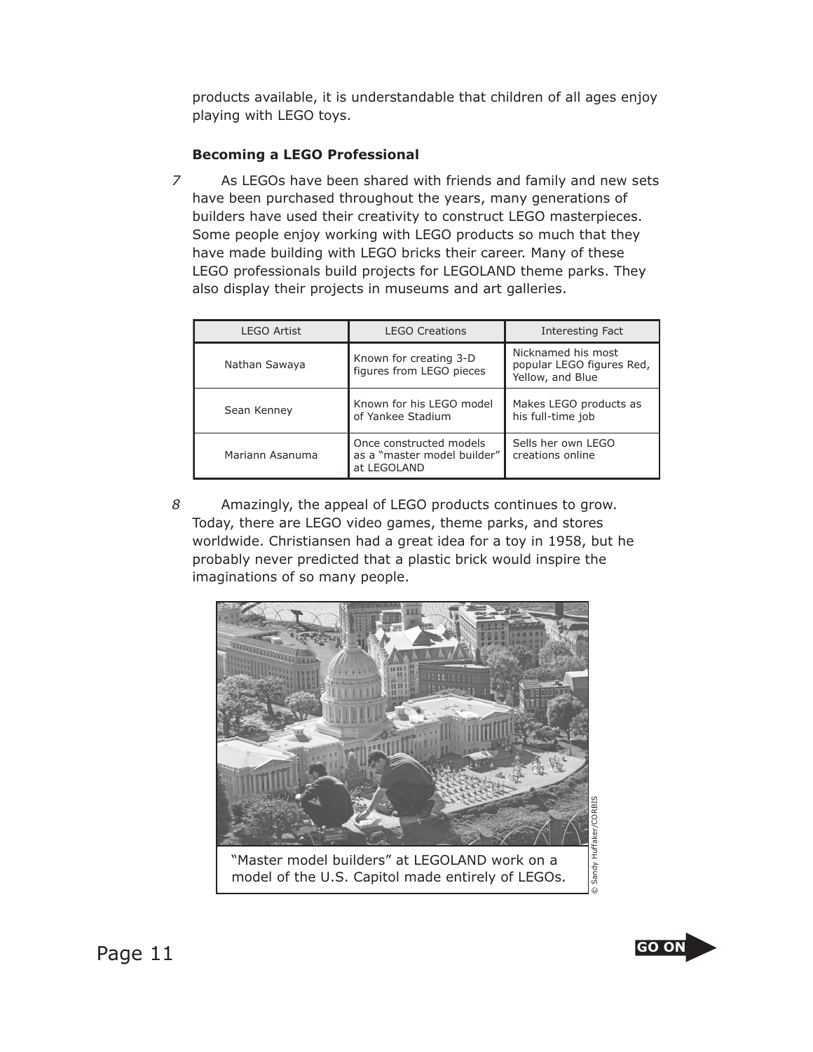products available, it is understandable that children of all ages enjoy playing with LEGO toys.

**Becoming a LEGO Professional**

*7* As LEGOs have been shared with friends and family and new sets have been purchased throughout the years, many generations of builders have used their creativity to construct LEGO masterpieces. Some people enjoy working with LEGO products so much that they have made building with LEGO bricks their career. Many of these LEGO professionals build projects for LEGOLAND theme parks. They also display their projects in museums and art galleries.

| LEGO Artist | LEGO Creations | Interesting Fact |
|---|---|---|
| Nathan Sawaya | Known for creating 3-D figures from LEGO pieces | Nicknamed his most popular LEGO figures Red, Yellow, and Blue |
| Sean Kenney | Known for his LEGO model of Yankee Stadium | Makes LEGO products as his full-time job |
| Mariann Asanuma | Once constructed models as a "master model builder" at LEGOLAND | Sells her own LEGO creations online |

*8* Amazingly, the appeal of LEGO products continues to grow. Today, there are LEGO video games, theme parks, and stores worldwide. Christiansen had a great idea for a toy in 1958, but he probably never predicted that a plastic brick would inspire the imaginations of so many people.

"Master model builders" at LEGOLAND work on a model of the U.S. Capitol made entirely of LEGOs.

© Sandy Huffaker/CORBIS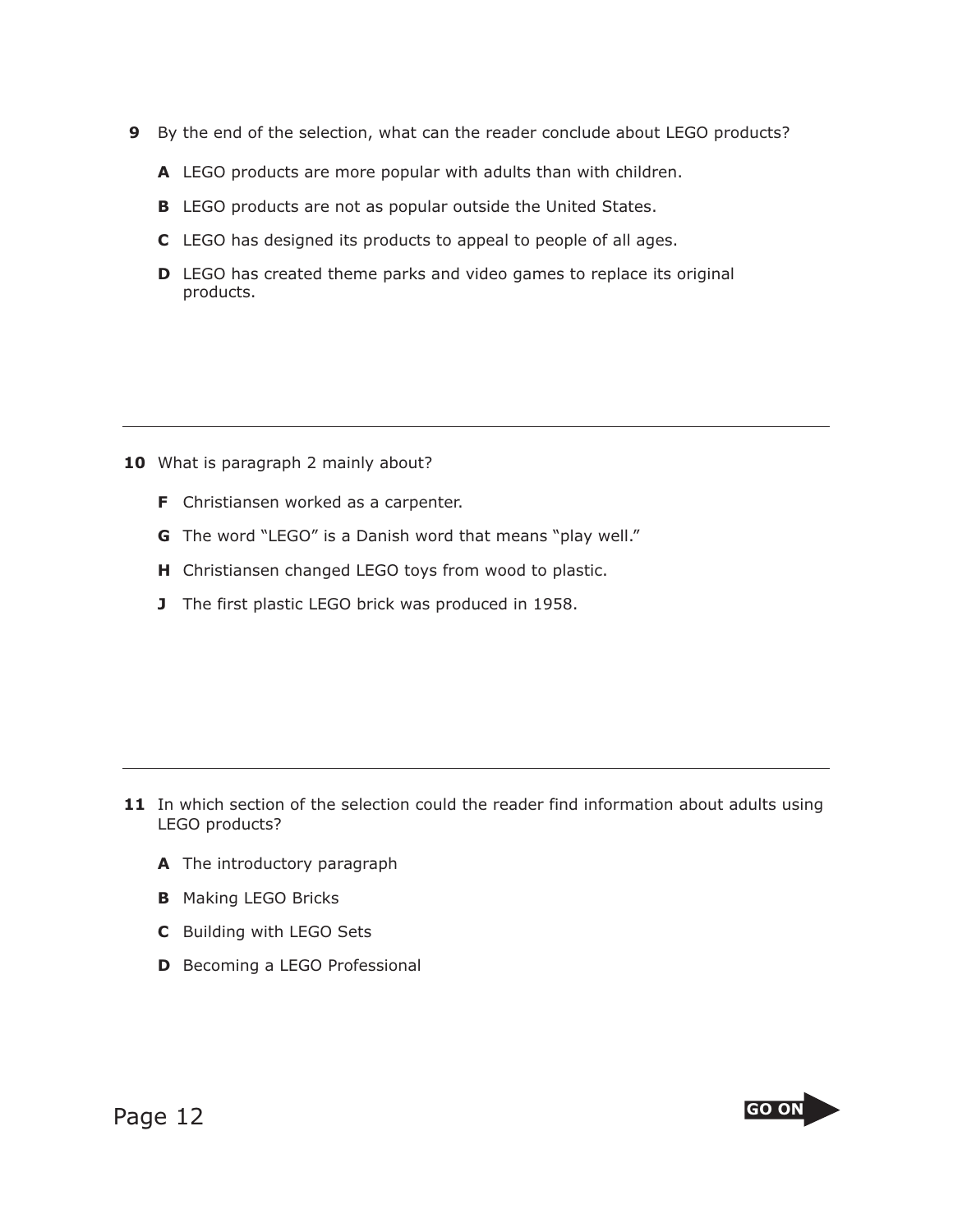**9** By the end of the selection, what can the reader conclude about LEGO products?

**A** LEGO products are more popular with adults than with children.

**B** LEGO products are not as popular outside the United States.

**C** LEGO has designed its products to appeal to people of all ages.

**D** LEGO has created theme parks and video games to replace its original products.

---

**10** What is paragraph 2 mainly about?

**F** Christiansen worked as a carpenter.

**G** The word "LEGO" is a Danish word that means "play well."

**H** Christiansen changed LEGO toys from wood to plastic.

**J** The first plastic LEGO brick was produced in 1958.

---

**11** In which section of the selection could the reader find information about adults using LEGO products?

**A** The introductory paragraph

**B** Making LEGO Bricks

**C** Building with LEGO Sets

**D** Becoming a LEGO Professional

GO ON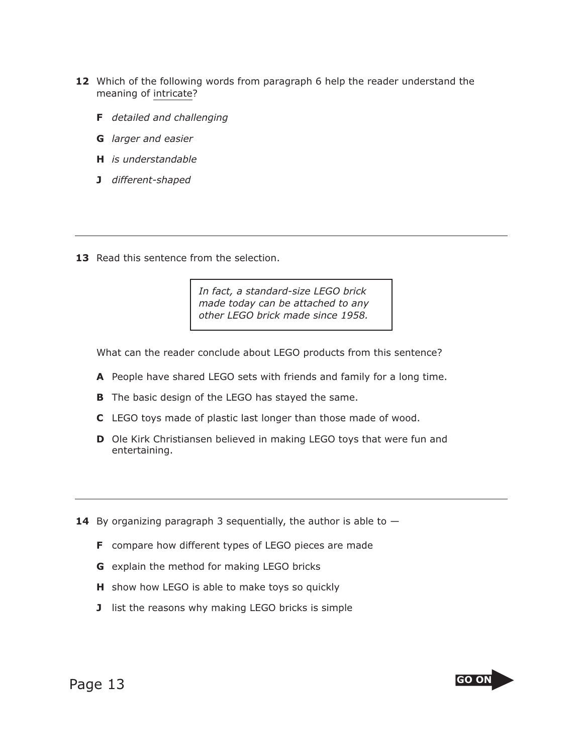**12** Which of the following words from paragraph 6 help the reader understand the meaning of <u>intricate</u>?

- **F** *detailed and challenging*
- **G** *larger and easier*
- **H** *is understandable*
- **J** *different-shaped*

---

**13** Read this sentence from the selection.

> *In fact, a standard-size LEGO brick made today can be attached to any other LEGO brick made since 1958.*

What can the reader conclude about LEGO products from this sentence?

- **A** People have shared LEGO sets with friends and family for a long time.
- **B** The basic design of the LEGO has stayed the same.
- **C** LEGO toys made of plastic last longer than those made of wood.
- **D** Ole Kirk Christiansen believed in making LEGO toys that were fun and entertaining.

---

**14** By organizing paragraph 3 sequentially, the author is able to —

- **F** compare how different types of LEGO pieces are made
- **G** explain the method for making LEGO bricks
- **H** show how LEGO is able to make toys so quickly
- **J** list the reasons why making LEGO bricks is simple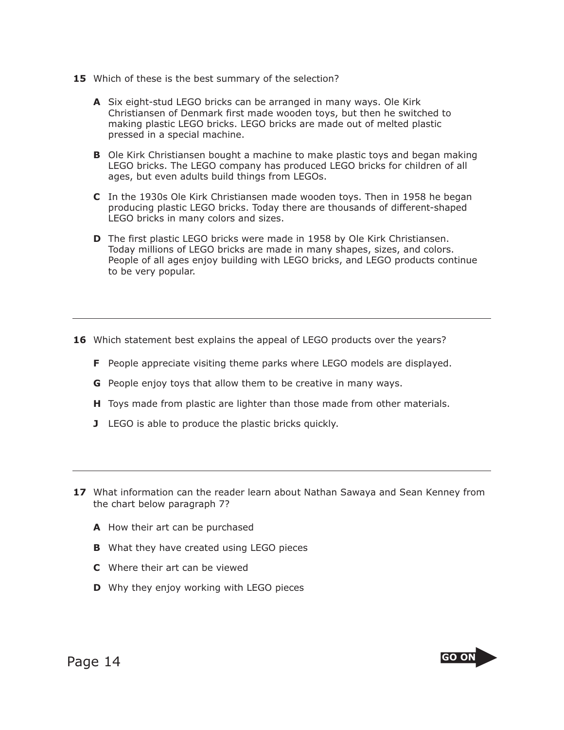**15** Which of these is the best summary of the selection?

**A** Six eight-stud LEGO bricks can be arranged in many ways. Ole Kirk Christiansen of Denmark first made wooden toys, but then he switched to making plastic LEGO bricks. LEGO bricks are made out of melted plastic pressed in a special machine.

**B** Ole Kirk Christiansen bought a machine to make plastic toys and began making LEGO bricks. The LEGO company has produced LEGO bricks for children of all ages, but even adults build things from LEGOs.

**C** In the 1930s Ole Kirk Christiansen made wooden toys. Then in 1958 he began producing plastic LEGO bricks. Today there are thousands of different-shaped LEGO bricks in many colors and sizes.

**D** The first plastic LEGO bricks were made in 1958 by Ole Kirk Christiansen. Today millions of LEGO bricks are made in many shapes, sizes, and colors. People of all ages enjoy building with LEGO bricks, and LEGO products continue to be very popular.

---

**16** Which statement best explains the appeal of LEGO products over the years?

**F** People appreciate visiting theme parks where LEGO models are displayed.

**G** People enjoy toys that allow them to be creative in many ways.

**H** Toys made from plastic are lighter than those made from other materials.

**J** LEGO is able to produce the plastic bricks quickly.

---

**17** What information can the reader learn about Nathan Sawaya and Sean Kenney from the chart below paragraph 7?

**A** How their art can be purchased

**B** What they have created using LEGO pieces

**C** Where their art can be viewed

**D** Why they enjoy working with LEGO pieces

GO ON